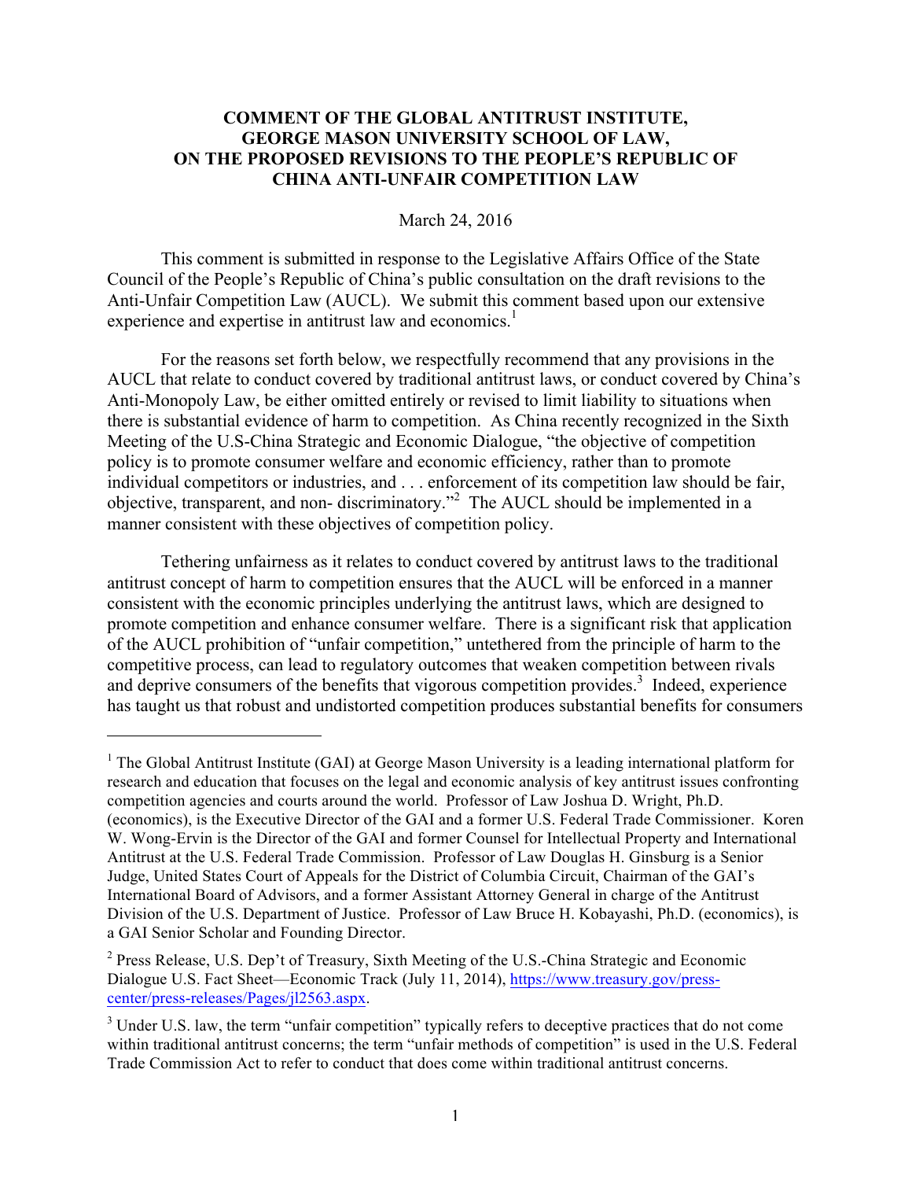# COMMENT OF THE GLOBAL ANTITRUST INSTITUTE, GEORGE MASON UNIVERSITY SCHOOL OF LAW, ON THE PROPOSED REVISIONS TO THE PEOPLE'S REPUBLIC OF CHINA ANTI-UNFAIR COMPETITION LAW

March 24, 2016

This comment is submitted in response to the Legislative Affairs Office of the State Council of the People's Republic of China's public consultation on the draft revisions to the Anti-Unfair Competition Law (AUCL). We submit this comment based upon our extensive experience and expertise in antitrust law and economics.[1]

For the reasons set forth below, we respectfully recommend that any provisions in the AUCL that relate to conduct covered by traditional antitrust laws, or conduct covered by China's Anti-Monopoly Law, be either omitted entirely or revised to limit liability to situations when there is substantial evidence of harm to competition. As China recently recognized in the Sixth Meeting of the U.S-China Strategic and Economic Dialogue, "the objective of competition policy is to promote consumer welfare and economic efficiency, rather than to promote individual competitors or industries, and . . . enforcement of its competition law should be fair, objective, transparent, and non- discriminatory."[2] The AUCL should be implemented in a manner consistent with these objectives of competition policy.

Tethering unfairness as it relates to conduct covered by antitrust laws to the traditional antitrust concept of harm to competition ensures that the AUCL will be enforced in a manner consistent with the economic principles underlying the antitrust laws, which are designed to promote competition and enhance consumer welfare. There is a significant risk that application of the AUCL prohibition of "unfair competition," untethered from the principle of harm to the competitive process, can lead to regulatory outcomes that weaken competition between rivals and deprive consumers of the benefits that vigorous competition provides.[3] Indeed, experience has taught us that robust and undistorted competition produces substantial benefits for consumers

---

[1] The Global Antitrust Institute (GAI) at George Mason University is a leading international platform for research and education that focuses on the legal and economic analysis of key antitrust issues confronting competition agencies and courts around the world. Professor of Law Joshua D. Wright, Ph.D. (economics), is the Executive Director of the GAI and a former U.S. Federal Trade Commissioner. Koren W. Wong-Ervin is the Director of the GAI and former Counsel for Intellectual Property and International Antitrust at the U.S. Federal Trade Commission. Professor of Law Douglas H. Ginsburg is a Senior Judge, United States Court of Appeals for the District of Columbia Circuit, Chairman of the GAI's International Board of Advisors, and a former Assistant Attorney General in charge of the Antitrust Division of the U.S. Department of Justice. Professor of Law Bruce H. Kobayashi, Ph.D. (economics), is a GAI Senior Scholar and Founding Director.

[2] Press Release, U.S. Dep't of Treasury, Sixth Meeting of the U.S.-China Strategic and Economic Dialogue U.S. Fact Sheet—Economic Track (July 11, 2014), https://www.treasury.gov/press-center/press-releases/Pages/jl2563.aspx.

[3] Under U.S. law, the term "unfair competition" typically refers to deceptive practices that do not come within traditional antitrust concerns; the term "unfair methods of competition" is used in the U.S. Federal Trade Commission Act to refer to conduct that does come within traditional antitrust concerns.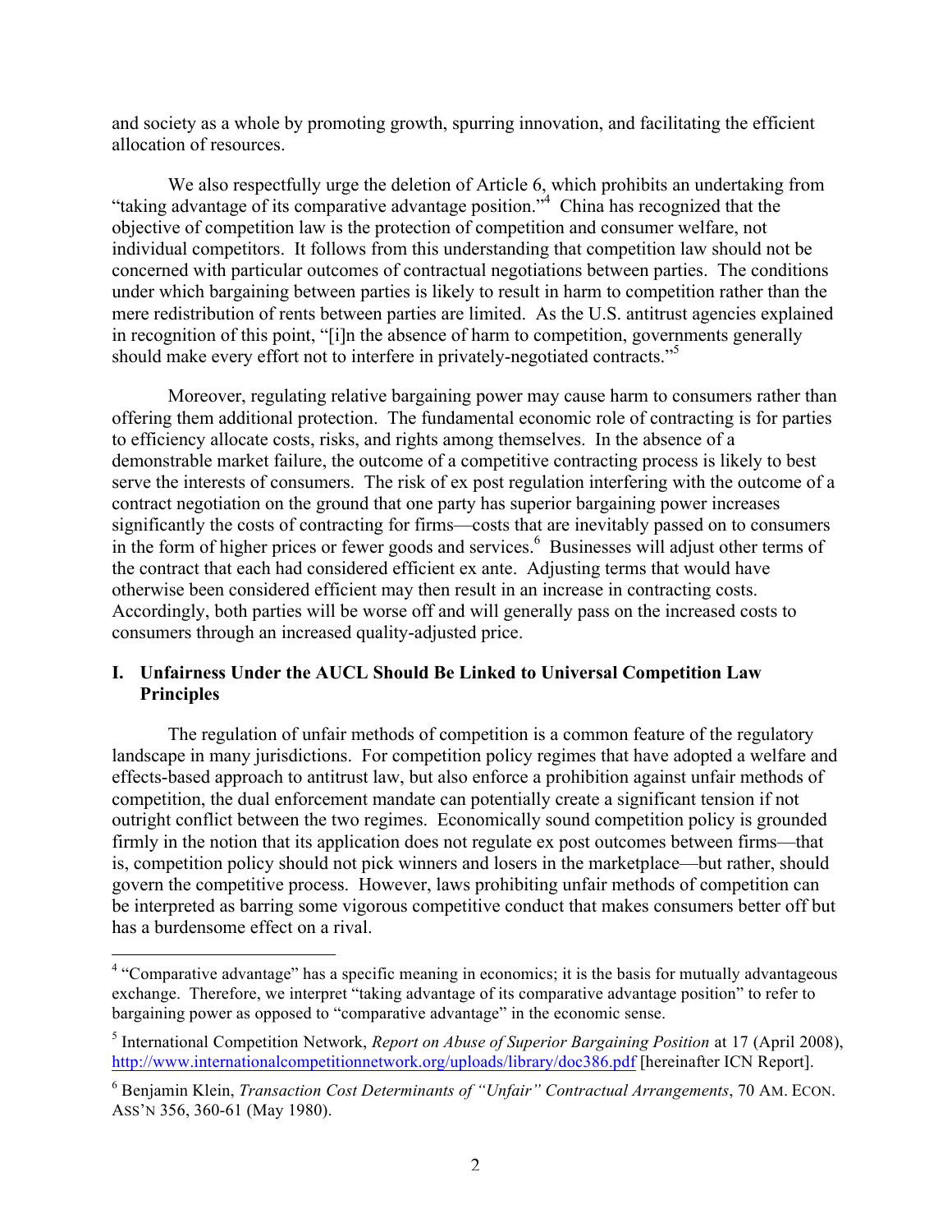and society as a whole by promoting growth, spurring innovation, and facilitating the efficient allocation of resources.

We also respectfully urge the deletion of Article 6, which prohibits an undertaking from "taking advantage of its comparative advantage position."[4] China has recognized that the objective of competition law is the protection of competition and consumer welfare, not individual competitors. It follows from this understanding that competition law should not be concerned with particular outcomes of contractual negotiations between parties. The conditions under which bargaining between parties is likely to result in harm to competition rather than the mere redistribution of rents between parties are limited. As the U.S. antitrust agencies explained in recognition of this point, "[i]n the absence of harm to competition, governments generally should make every effort not to interfere in privately-negotiated contracts."[5]

Moreover, regulating relative bargaining power may cause harm to consumers rather than offering them additional protection. The fundamental economic role of contracting is for parties to efficiency allocate costs, risks, and rights among themselves. In the absence of a demonstrable market failure, the outcome of a competitive contracting process is likely to best serve the interests of consumers. The risk of ex post regulation interfering with the outcome of a contract negotiation on the ground that one party has superior bargaining power increases significantly the costs of contracting for firms—costs that are inevitably passed on to consumers in the form of higher prices or fewer goods and services.[6] Businesses will adjust other terms of the contract that each had considered efficient ex ante. Adjusting terms that would have otherwise been considered efficient may then result in an increase in contracting costs. Accordingly, both parties will be worse off and will generally pass on the increased costs to consumers through an increased quality-adjusted price.

## I. Unfairness Under the AUCL Should Be Linked to Universal Competition Law Principles

The regulation of unfair methods of competition is a common feature of the regulatory landscape in many jurisdictions. For competition policy regimes that have adopted a welfare and effects-based approach to antitrust law, but also enforce a prohibition against unfair methods of competition, the dual enforcement mandate can potentially create a significant tension if not outright conflict between the two regimes. Economically sound competition policy is grounded firmly in the notion that its application does not regulate ex post outcomes between firms—that is, competition policy should not pick winners and losers in the marketplace—but rather, should govern the competitive process. However, laws prohibiting unfair methods of competition can be interpreted as barring some vigorous competitive conduct that makes consumers better off but has a burdensome effect on a rival.

---

[4] "Comparative advantage" has a specific meaning in economics; it is the basis for mutually advantageous exchange. Therefore, we interpret "taking advantage of its comparative advantage position" to refer to bargaining power as opposed to "comparative advantage" in the economic sense.

[5] International Competition Network, *Report on Abuse of Superior Bargaining Position* at 17 (April 2008), http://www.internationalcompetitionnetwork.org/uploads/library/doc386.pdf [hereinafter ICN Report].

[6] Benjamin Klein, *Transaction Cost Determinants of "Unfair" Contractual Arrangements*, 70 AM. ECON. ASS'N 356, 360-61 (May 1980).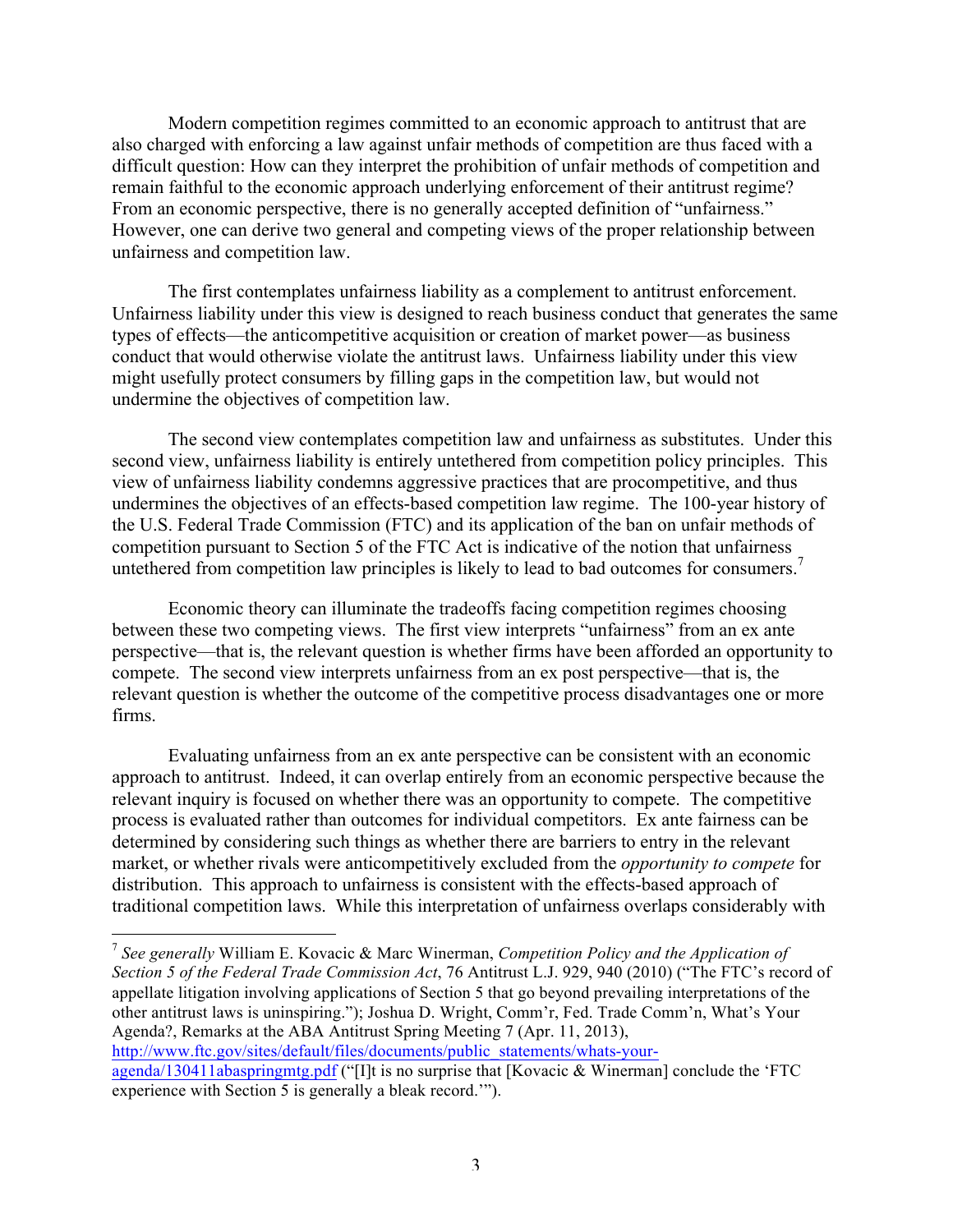Modern competition regimes committed to an economic approach to antitrust that are also charged with enforcing a law against unfair methods of competition are thus faced with a difficult question: How can they interpret the prohibition of unfair methods of competition and remain faithful to the economic approach underlying enforcement of their antitrust regime? From an economic perspective, there is no generally accepted definition of "unfairness." However, one can derive two general and competing views of the proper relationship between unfairness and competition law.

The first contemplates unfairness liability as a complement to antitrust enforcement. Unfairness liability under this view is designed to reach business conduct that generates the same types of effects—the anticompetitive acquisition or creation of market power—as business conduct that would otherwise violate the antitrust laws. Unfairness liability under this view might usefully protect consumers by filling gaps in the competition law, but would not undermine the objectives of competition law.

The second view contemplates competition law and unfairness as substitutes. Under this second view, unfairness liability is entirely untethered from competition policy principles. This view of unfairness liability condemns aggressive practices that are procompetitive, and thus undermines the objectives of an effects-based competition law regime. The 100-year history of the U.S. Federal Trade Commission (FTC) and its application of the ban on unfair methods of competition pursuant to Section 5 of the FTC Act is indicative of the notion that unfairness untethered from competition law principles is likely to lead to bad outcomes for consumers.[7]

Economic theory can illuminate the tradeoffs facing competition regimes choosing between these two competing views. The first view interprets "unfairness" from an ex ante perspective—that is, the relevant question is whether firms have been afforded an opportunity to compete. The second view interprets unfairness from an ex post perspective—that is, the relevant question is whether the outcome of the competitive process disadvantages one or more firms.

Evaluating unfairness from an ex ante perspective can be consistent with an economic approach to antitrust. Indeed, it can overlap entirely from an economic perspective because the relevant inquiry is focused on whether there was an opportunity to compete. The competitive process is evaluated rather than outcomes for individual competitors. Ex ante fairness can be determined by considering such things as whether there are barriers to entry in the relevant market, or whether rivals were anticompetitively excluded from the *opportunity to compete* for distribution. This approach to unfairness is consistent with the effects-based approach of traditional competition laws. While this interpretation of unfairness overlaps considerably with

---

[7] *See generally* William E. Kovacic & Marc Winerman, *Competition Policy and the Application of Section 5 of the Federal Trade Commission Act*, 76 Antitrust L.J. 929, 940 (2010) ("The FTC's record of appellate litigation involving applications of Section 5 that go beyond prevailing interpretations of the other antitrust laws is uninspiring."); Joshua D. Wright, Comm'r, Fed. Trade Comm'n, What's Your Agenda?, Remarks at the ABA Antitrust Spring Meeting 7 (Apr. 11, 2013), http://www.ftc.gov/sites/default/files/documents/public_statements/whats-your-agenda/130411abaspringmtg.pdf ("[I]t is no surprise that [Kovacic & Winerman] conclude the 'FTC experience with Section 5 is generally a bleak record.'").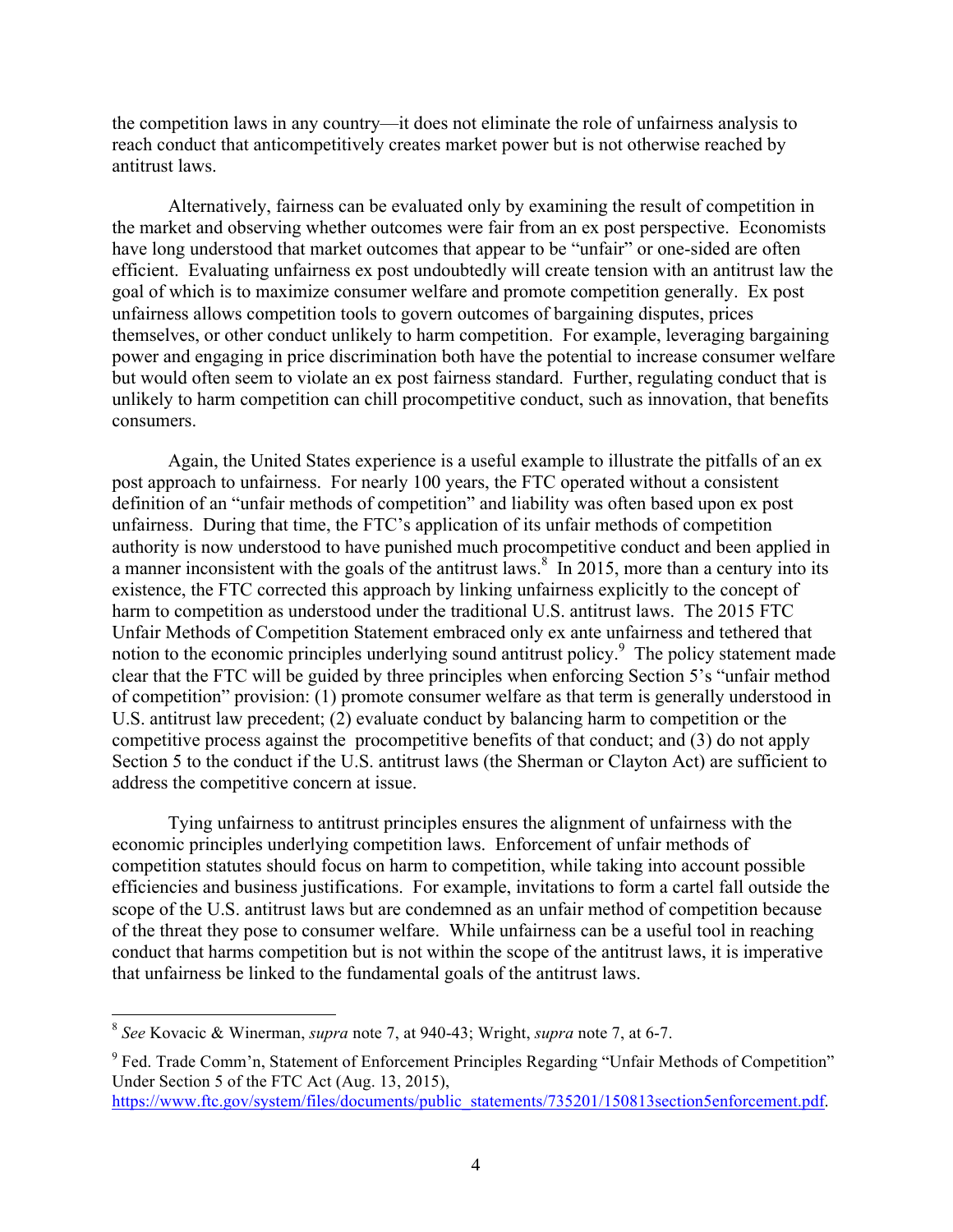the competition laws in any country—it does not eliminate the role of unfairness analysis to reach conduct that anticompetitively creates market power but is not otherwise reached by antitrust laws.

Alternatively, fairness can be evaluated only by examining the result of competition in the market and observing whether outcomes were fair from an ex post perspective. Economists have long understood that market outcomes that appear to be "unfair" or one-sided are often efficient. Evaluating unfairness ex post undoubtedly will create tension with an antitrust law the goal of which is to maximize consumer welfare and promote competition generally. Ex post unfairness allows competition tools to govern outcomes of bargaining disputes, prices themselves, or other conduct unlikely to harm competition. For example, leveraging bargaining power and engaging in price discrimination both have the potential to increase consumer welfare but would often seem to violate an ex post fairness standard. Further, regulating conduct that is unlikely to harm competition can chill procompetitive conduct, such as innovation, that benefits consumers.

Again, the United States experience is a useful example to illustrate the pitfalls of an ex post approach to unfairness. For nearly 100 years, the FTC operated without a consistent definition of an "unfair methods of competition" and liability was often based upon ex post unfairness. During that time, the FTC's application of its unfair methods of competition authority is now understood to have punished much procompetitive conduct and been applied in a manner inconsistent with the goals of the antitrust laws.[8] In 2015, more than a century into its existence, the FTC corrected this approach by linking unfairness explicitly to the concept of harm to competition as understood under the traditional U.S. antitrust laws. The 2015 FTC Unfair Methods of Competition Statement embraced only ex ante unfairness and tethered that notion to the economic principles underlying sound antitrust policy.[9] The policy statement made clear that the FTC will be guided by three principles when enforcing Section 5's "unfair method of competition" provision: (1) promote consumer welfare as that term is generally understood in U.S. antitrust law precedent; (2) evaluate conduct by balancing harm to competition or the competitive process against the procompetitive benefits of that conduct; and (3) do not apply Section 5 to the conduct if the U.S. antitrust laws (the Sherman or Clayton Act) are sufficient to address the competitive concern at issue.

Tying unfairness to antitrust principles ensures the alignment of unfairness with the economic principles underlying competition laws. Enforcement of unfair methods of competition statutes should focus on harm to competition, while taking into account possible efficiencies and business justifications. For example, invitations to form a cartel fall outside the scope of the U.S. antitrust laws but are condemned as an unfair method of competition because of the threat they pose to consumer welfare. While unfairness can be a useful tool in reaching conduct that harms competition but is not within the scope of the antitrust laws, it is imperative that unfairness be linked to the fundamental goals of the antitrust laws.

---

[8] *See* Kovacic & Winerman, *supra* note 7, at 940-43; Wright, *supra* note 7, at 6-7.

[9] Fed. Trade Comm'n, Statement of Enforcement Principles Regarding "Unfair Methods of Competition" Under Section 5 of the FTC Act (Aug. 13, 2015), https://www.ftc.gov/system/files/documents/public_statements/735201/150813section5enforcement.pdf.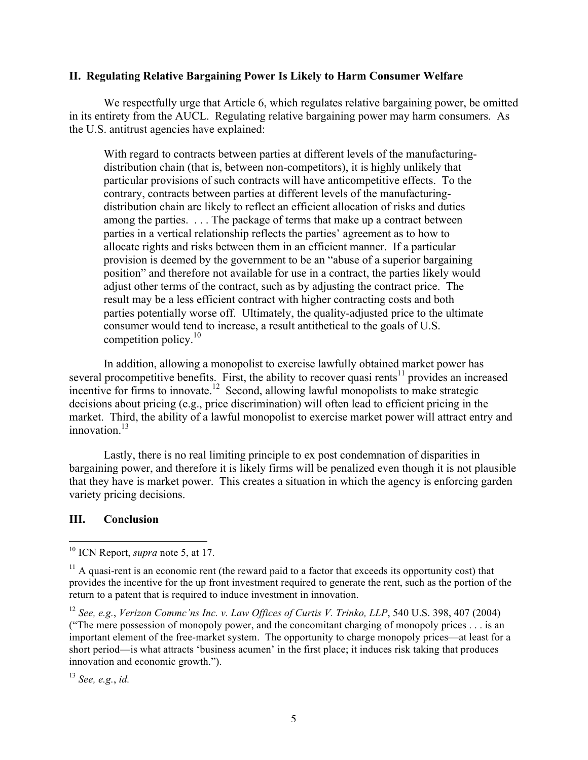## II. Regulating Relative Bargaining Power Is Likely to Harm Consumer Welfare

We respectfully urge that Article 6, which regulates relative bargaining power, be omitted in its entirety from the AUCL. Regulating relative bargaining power may harm consumers. As the U.S. antitrust agencies have explained:

> With regard to contracts between parties at different levels of the manufacturing-distribution chain (that is, between non-competitors), it is highly unlikely that particular provisions of such contracts will have anticompetitive effects. To the contrary, contracts between parties at different levels of the manufacturing-distribution chain are likely to reflect an efficient allocation of risks and duties among the parties. . . . The package of terms that make up a contract between parties in a vertical relationship reflects the parties' agreement as to how to allocate rights and risks between them in an efficient manner. If a particular provision is deemed by the government to be an "abuse of a superior bargaining position" and therefore not available for use in a contract, the parties likely would adjust other terms of the contract, such as by adjusting the contract price. The result may be a less efficient contract with higher contracting costs and both parties potentially worse off. Ultimately, the quality-adjusted price to the ultimate consumer would tend to increase, a result antithetical to the goals of U.S. competition policy.[10]

In addition, allowing a monopolist to exercise lawfully obtained market power has several procompetitive benefits. First, the ability to recover quasi rents[11] provides an increased incentive for firms to innovate.[12] Second, allowing lawful monopolists to make strategic decisions about pricing (e.g., price discrimination) will often lead to efficient pricing in the market. Third, the ability of a lawful monopolist to exercise market power will attract entry and innovation.[13]

Lastly, there is no real limiting principle to ex post condemnation of disparities in bargaining power, and therefore it is likely firms will be penalized even though it is not plausible that they have is market power. This creates a situation in which the agency is enforcing garden variety pricing decisions.

## III. Conclusion

---

[10] ICN Report, *supra* note 5, at 17.

[11] A quasi-rent is an economic rent (the reward paid to a factor that exceeds its opportunity cost) that provides the incentive for the up front investment required to generate the rent, such as the portion of the return to a patent that is required to induce investment in innovation.

[12] *See, e.g.*, *Verizon Commc'ns Inc. v. Law Offices of Curtis V. Trinko, LLP*, 540 U.S. 398, 407 (2004) ("The mere possession of monopoly power, and the concomitant charging of monopoly prices . . . is an important element of the free-market system. The opportunity to charge monopoly prices—at least for a short period—is what attracts 'business acumen' in the first place; it induces risk taking that produces innovation and economic growth.").

[13] *See, e.g.*, *id.*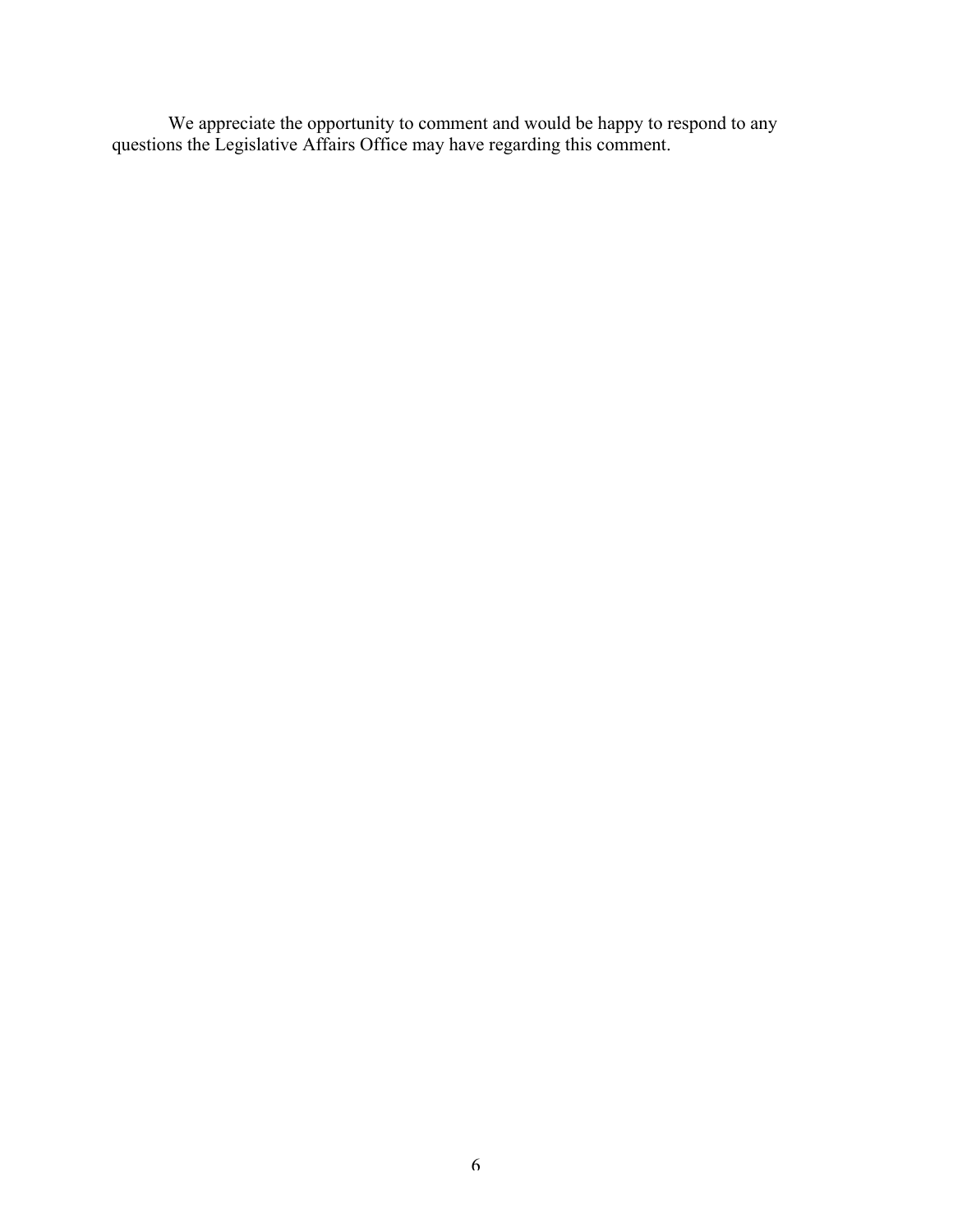We appreciate the opportunity to comment and would be happy to respond to any questions the Legislative Affairs Office may have regarding this comment.